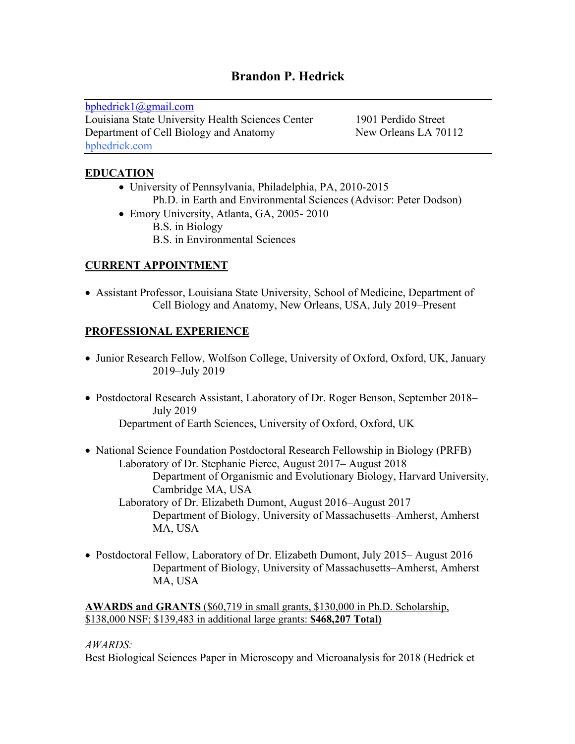# Brandon P. Hedrick

bphedrick1@gmail.com
Louisiana State University Health Sciences Center
Department of Cell Biology and Anatomy
1901 Perdido Street
New Orleans LA 70112
bphedrick.com

## EDUCATION

- University of Pennsylvania, Philadelphia, PA, 2010-2015
  Ph.D. in Earth and Environmental Sciences (Advisor: Peter Dodson)
- Emory University, Atlanta, GA, 2005- 2010
  B.S. in Biology
  B.S. in Environmental Sciences

## CURRENT APPOINTMENT

- Assistant Professor, Louisiana State University, School of Medicine, Department of Cell Biology and Anatomy, New Orleans, USA, July 2019–Present

## PROFESSIONAL EXPERIENCE

- Junior Research Fellow, Wolfson College, University of Oxford, Oxford, UK, January 2019–July 2019

- Postdoctoral Research Assistant, Laboratory of Dr. Roger Benson, September 2018–July 2019
  Department of Earth Sciences, University of Oxford, Oxford, UK

- National Science Foundation Postdoctoral Research Fellowship in Biology (PRFB)
  Laboratory of Dr. Stephanie Pierce, August 2017– August 2018
  Department of Organismic and Evolutionary Biology, Harvard University, Cambridge MA, USA
  Laboratory of Dr. Elizabeth Dumont, August 2016–August 2017
  Department of Biology, University of Massachusetts–Amherst, Amherst MA, USA

- Postdoctoral Fellow, Laboratory of Dr. Elizabeth Dumont, July 2015– August 2016
  Department of Biology, University of Massachusetts–Amherst, Amherst MA, USA

## AWARDS and GRANTS ($60,719 in small grants, $130,000 in Ph.D. Scholarship, $138,000 NSF; $139,483 in additional large grants: **$468,207 Total)**

*AWARDS:*

Best Biological Sciences Paper in Microscopy and Microanalysis for 2018 (Hedrick et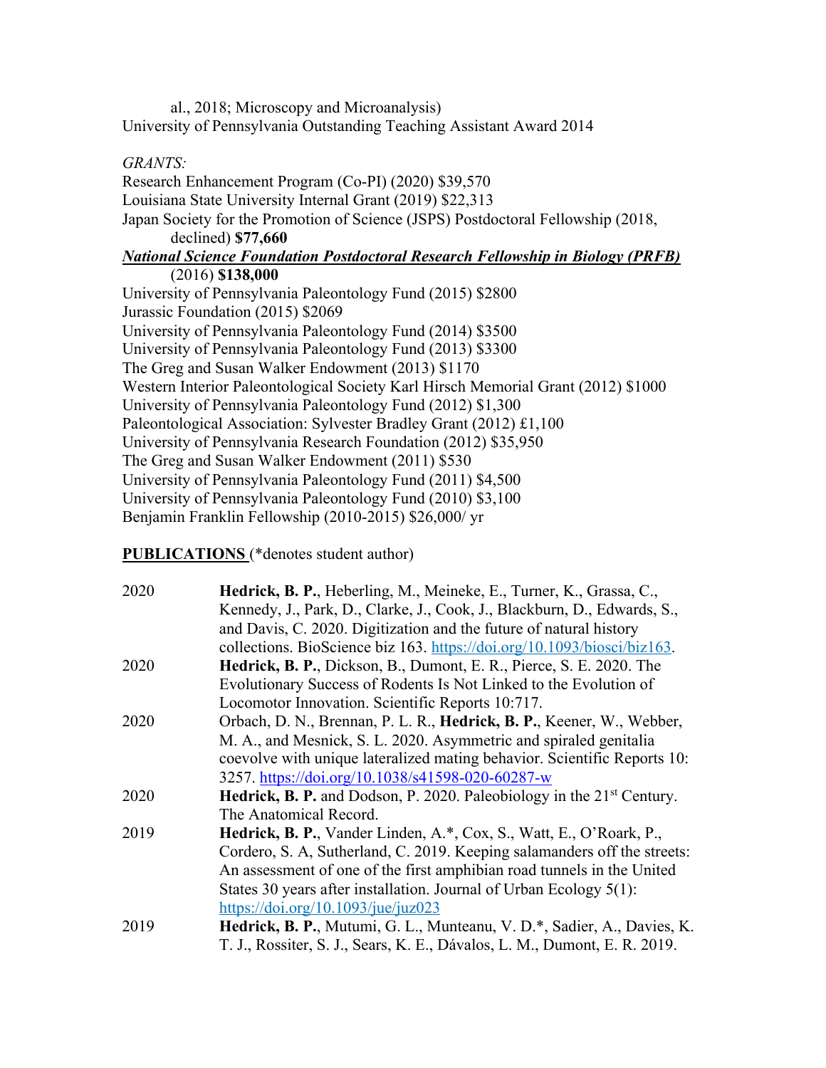al., 2018; Microscopy and Microanalysis)

University of Pennsylvania Outstanding Teaching Assistant Award 2014

*GRANTS:*

Research Enhancement Program (Co-PI) (2020) $39,570

Louisiana State University Internal Grant (2019) $22,313

Japan Society for the Promotion of Science (JSPS) Postdoctoral Fellowship (2018, declined) **$77,660**

***National Science Foundation Postdoctoral Research Fellowship in Biology (PRFB)*** (2016) **$138,000**

University of Pennsylvania Paleontology Fund (2015) $2800

Jurassic Foundation (2015) $2069

University of Pennsylvania Paleontology Fund (2014) $3500

University of Pennsylvania Paleontology Fund (2013) $3300

The Greg and Susan Walker Endowment (2013) $1170

Western Interior Paleontological Society Karl Hirsch Memorial Grant (2012) $1000

University of Pennsylvania Paleontology Fund (2012) $1,300

Paleontological Association: Sylvester Bradley Grant (2012) £1,100

University of Pennsylvania Research Foundation (2012) $35,950

The Greg and Susan Walker Endowment (2011) $530

University of Pennsylvania Paleontology Fund (2011) $4,500

University of Pennsylvania Paleontology Fund (2010) $3,100

Benjamin Franklin Fellowship (2010-2015) $26,000/ yr

## PUBLICATIONS (*denotes student author)

2020 — **Hedrick, B. P.**, Heberling, M., Meineke, E., Turner, K., Grassa, C., Kennedy, J., Park, D., Clarke, J., Cook, J., Blackburn, D., Edwards, S., and Davis, C. 2020. Digitization and the future of natural history collections. BioScience biz 163. https://doi.org/10.1093/biosci/biz163.

2020 — **Hedrick, B. P.**, Dickson, B., Dumont, E. R., Pierce, S. E. 2020. The Evolutionary Success of Rodents Is Not Linked to the Evolution of Locomotor Innovation. Scientific Reports 10:717.

2020 — Orbach, D. N., Brennan, P. L. R., **Hedrick, B. P.**, Keener, W., Webber, M. A., and Mesnick, S. L. 2020. Asymmetric and spiraled genitalia coevolve with unique lateralized mating behavior. Scientific Reports 10: 3257. https://doi.org/10.1038/s41598-020-60287-w

2020 — **Hedrick, B. P.** and Dodson, P. 2020. Paleobiology in the 21st Century. The Anatomical Record.

2019 — **Hedrick, B. P.**, Vander Linden, A.*, Cox, S., Watt, E., O'Roark, P., Cordero, S. A, Sutherland, C. 2019. Keeping salamanders off the streets: An assessment of one of the first amphibian road tunnels in the United States 30 years after installation. Journal of Urban Ecology 5(1): https://doi.org/10.1093/jue/juz023

2019 — **Hedrick, B. P.**, Mutumi, G. L., Munteanu, V. D.*, Sadier, A., Davies, K. T. J., Rossiter, S. J., Sears, K. E., Dávalos, L. M., Dumont, E. R. 2019.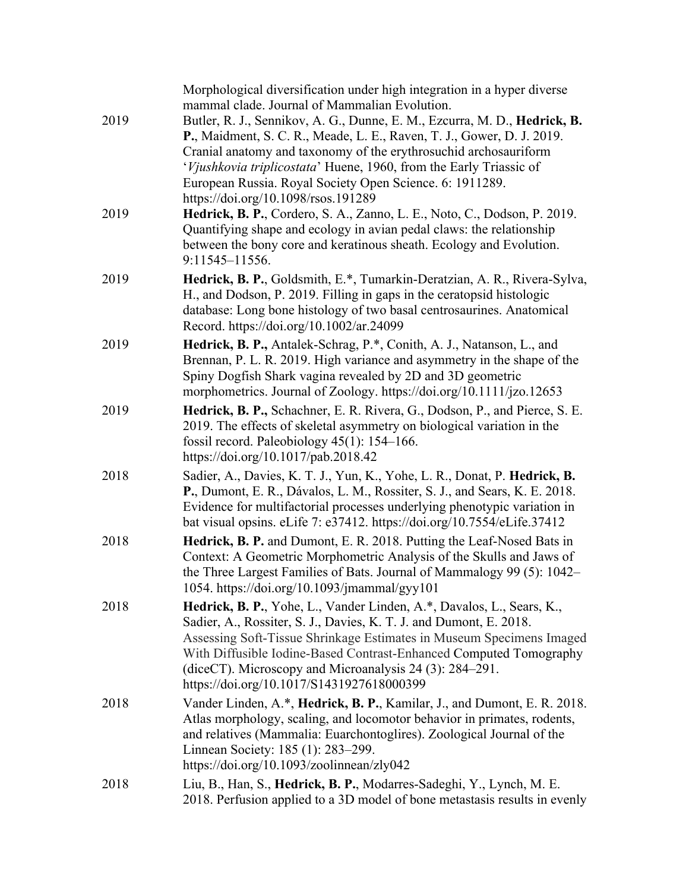Morphological diversification under high integration in a hyper diverse mammal clade. Journal of Mammalian Evolution.

2019 Butler, R. J., Sennikov, A. G., Dunne, E. M., Ezcurra, M. D., **Hedrick, B. P.**, Maidment, S. C. R., Meade, L. E., Raven, T. J., Gower, D. J. 2019. Cranial anatomy and taxonomy of the erythrosuchid archosauriform '*Vjushkovia triplicostata*' Huene, 1960, from the Early Triassic of European Russia. Royal Society Open Science. 6: 1911289. https://doi.org/10.1098/rsos.191289

2019 **Hedrick, B. P.**, Cordero, S. A., Zanno, L. E., Noto, C., Dodson, P. 2019. Quantifying shape and ecology in avian pedal claws: the relationship between the bony core and keratinous sheath. Ecology and Evolution. 9:11545–11556.

2019 **Hedrick, B. P.**, Goldsmith, E.*, Tumarkin-Deratzian, A. R., Rivera-Sylva, H., and Dodson, P. 2019. Filling in gaps in the ceratopsid histologic database: Long bone histology of two basal centrosaurines. Anatomical Record. https://doi.org/10.1002/ar.24099

2019 **Hedrick, B. P.,** Antalek-Schrag, P.*, Conith, A. J., Natanson, L., and Brennan, P. L. R. 2019. High variance and asymmetry in the shape of the Spiny Dogfish Shark vagina revealed by 2D and 3D geometric morphometrics. Journal of Zoology. https://doi.org/10.1111/jzo.12653

2019 **Hedrick, B. P.,** Schachner, E. R. Rivera, G., Dodson, P., and Pierce, S. E. 2019. The effects of skeletal asymmetry on biological variation in the fossil record. Paleobiology 45(1): 154–166. https://doi.org/10.1017/pab.2018.42

2018 Sadier, A., Davies, K. T. J., Yun, K., Yohe, L. R., Donat, P. **Hedrick, B. P.**, Dumont, E. R., Dávalos, L. M., Rossiter, S. J., and Sears, K. E. 2018. Evidence for multifactorial processes underlying phenotypic variation in bat visual opsins. eLife 7: e37412. https://doi.org/10.7554/eLife.37412

2018 **Hedrick, B. P.** and Dumont, E. R. 2018. Putting the Leaf-Nosed Bats in Context: A Geometric Morphometric Analysis of the Skulls and Jaws of the Three Largest Families of Bats. Journal of Mammalogy 99 (5): 1042–1054. https://doi.org/10.1093/jmammal/gyy101

2018 **Hedrick, B. P.**, Yohe, L., Vander Linden, A.*, Davalos, L., Sears, K., Sadier, A., Rossiter, S. J., Davies, K. T. J. and Dumont, E. 2018. Assessing Soft-Tissue Shrinkage Estimates in Museum Specimens Imaged With Diffusible Iodine-Based Contrast-Enhanced Computed Tomography (diceCT). Microscopy and Microanalysis 24 (3): 284–291. https://doi.org/10.1017/S1431927618000399

2018 Vander Linden, A.*, **Hedrick, B. P.**, Kamilar, J., and Dumont, E. R. 2018. Atlas morphology, scaling, and locomotor behavior in primates, rodents, and relatives (Mammalia: Euarchontoglires). Zoological Journal of the Linnean Society: 185 (1): 283–299. https://doi.org/10.1093/zoolinnean/zly042

2018 Liu, B., Han, S., **Hedrick, B. P.**, Modarres-Sadeghi, Y., Lynch, M. E. 2018. Perfusion applied to a 3D model of bone metastasis results in evenly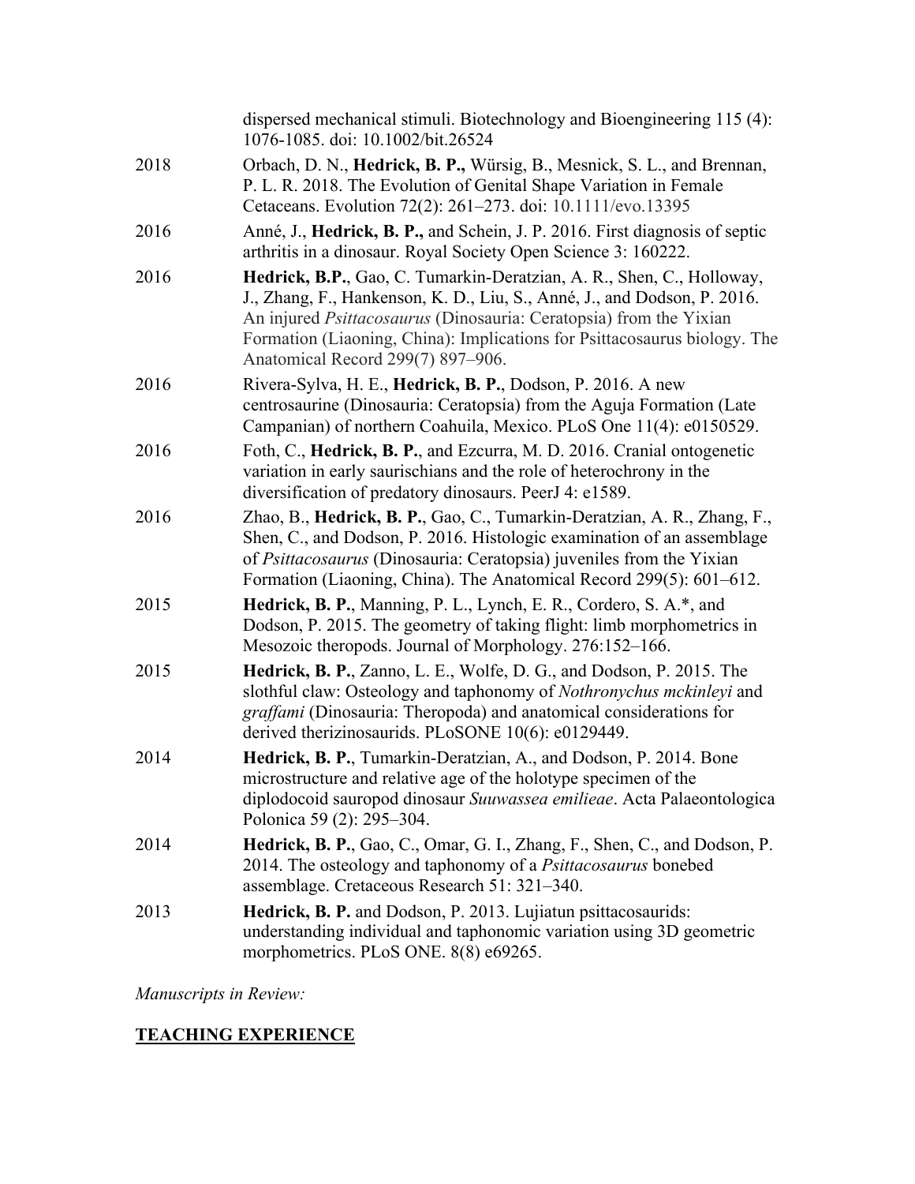dispersed mechanical stimuli. Biotechnology and Bioengineering 115 (4): 1076-1085. doi: 10.1002/bit.26524

2018 Orbach, D. N., **Hedrick, B. P.,** Würsig, B., Mesnick, S. L., and Brennan, P. L. R. 2018. The Evolution of Genital Shape Variation in Female Cetaceans. Evolution 72(2): 261–273. doi: 10.1111/evo.13395

2016 Anné, J., **Hedrick, B. P.,** and Schein, J. P. 2016. First diagnosis of septic arthritis in a dinosaur. Royal Society Open Science 3: 160222.

2016 **Hedrick, B.P.**, Gao, C. Tumarkin-Deratzian, A. R., Shen, C., Holloway, J., Zhang, F., Hankenson, K. D., Liu, S., Anné, J., and Dodson, P. 2016. An injured *Psittacosaurus* (Dinosauria: Ceratopsia) from the Yixian Formation (Liaoning, China): Implications for Psittacosaurus biology. The Anatomical Record 299(7) 897–906.

2016 Rivera-Sylva, H. E., **Hedrick, B. P.**, Dodson, P. 2016. A new centrosaurine (Dinosauria: Ceratopsia) from the Aguja Formation (Late Campanian) of northern Coahuila, Mexico. PLoS One 11(4): e0150529.

2016 Foth, C., **Hedrick, B. P.**, and Ezcurra, M. D. 2016. Cranial ontogenetic variation in early saurischians and the role of heterochrony in the diversification of predatory dinosaurs. PeerJ 4: e1589.

2016 Zhao, B., **Hedrick, B. P.**, Gao, C., Tumarkin-Deratzian, A. R., Zhang, F., Shen, C., and Dodson, P. 2016. Histologic examination of an assemblage of *Psittacosaurus* (Dinosauria: Ceratopsia) juveniles from the Yixian Formation (Liaoning, China). The Anatomical Record 299(5): 601–612.

2015 **Hedrick, B. P.**, Manning, P. L., Lynch, E. R., Cordero, S. A.*, and Dodson, P. 2015. The geometry of taking flight: limb morphometrics in Mesozoic theropods. Journal of Morphology. 276:152–166.

2015 **Hedrick, B. P.**, Zanno, L. E., Wolfe, D. G., and Dodson, P. 2015. The slothful claw: Osteology and taphonomy of *Nothronychus mckinleyi* and *graffami* (Dinosauria: Theropoda) and anatomical considerations for derived therizinosaurids. PLoSONE 10(6): e0129449.

2014 **Hedrick, B. P.**, Tumarkin-Deratzian, A., and Dodson, P. 2014. Bone microstructure and relative age of the holotype specimen of the diplodocoid sauropod dinosaur *Suuwassea emilieae*. Acta Palaeontologica Polonica 59 (2): 295–304.

2014 **Hedrick, B. P.**, Gao, C., Omar, G. I., Zhang, F., Shen, C., and Dodson, P. 2014. The osteology and taphonomy of a *Psittacosaurus* bonebed assemblage. Cretaceous Research 51: 321–340.

2013 **Hedrick, B. P.** and Dodson, P. 2013. Lujiatun psittacosaurids: understanding individual and taphonomic variation using 3D geometric morphometrics. PLoS ONE. 8(8) e69265.

*Manuscripts in Review:*

## TEACHING EXPERIENCE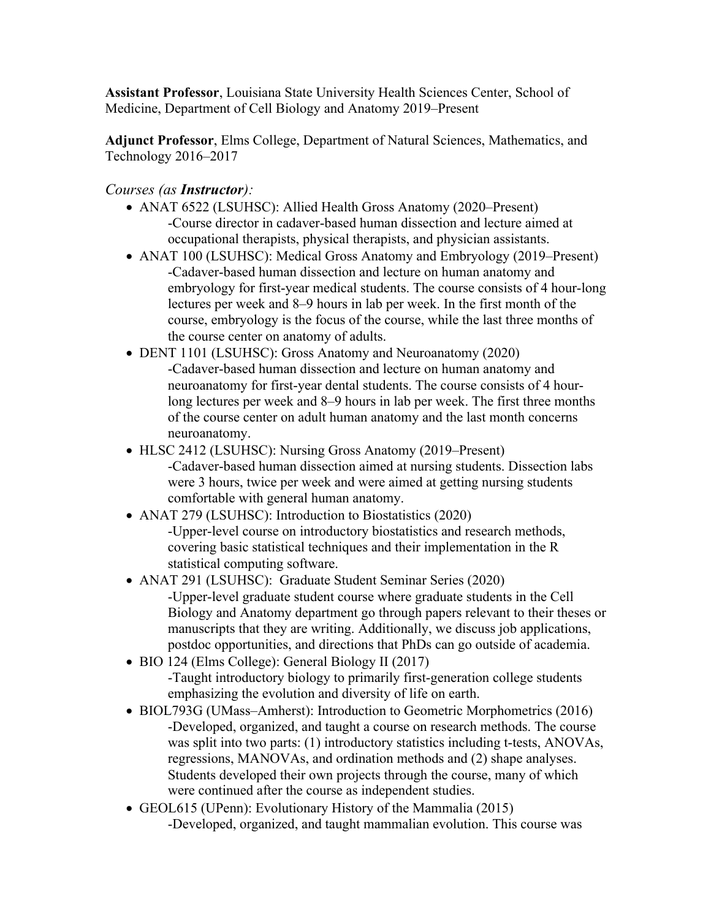**Assistant Professor**, Louisiana State University Health Sciences Center, School of Medicine, Department of Cell Biology and Anatomy 2019–Present

**Adjunct Professor**, Elms College, Department of Natural Sciences, Mathematics, and Technology 2016–2017

*Courses (as* ***Instructor****):*

- ANAT 6522 (LSUHSC): Allied Health Gross Anatomy (2020–Present)
  -Course director in cadaver-based human dissection and lecture aimed at occupational therapists, physical therapists, and physician assistants.
- ANAT 100 (LSUHSC): Medical Gross Anatomy and Embryology (2019–Present)
  -Cadaver-based human dissection and lecture on human anatomy and embryology for first-year medical students. The course consists of 4 hour-long lectures per week and 8–9 hours in lab per week. In the first month of the course, embryology is the focus of the course, while the last three months of the course center on anatomy of adults.
- DENT 1101 (LSUHSC): Gross Anatomy and Neuroanatomy (2020)
  -Cadaver-based human dissection and lecture on human anatomy and neuroanatomy for first-year dental students. The course consists of 4 hour-long lectures per week and 8–9 hours in lab per week. The first three months of the course center on adult human anatomy and the last month concerns neuroanatomy.
- HLSC 2412 (LSUHSC): Nursing Gross Anatomy (2019–Present)
  -Cadaver-based human dissection aimed at nursing students. Dissection labs were 3 hours, twice per week and were aimed at getting nursing students comfortable with general human anatomy.
- ANAT 279 (LSUHSC): Introduction to Biostatistics (2020)
  -Upper-level course on introductory biostatistics and research methods, covering basic statistical techniques and their implementation in the R statistical computing software.
- ANAT 291 (LSUHSC): Graduate Student Seminar Series (2020)
  -Upper-level graduate student course where graduate students in the Cell Biology and Anatomy department go through papers relevant to their theses or manuscripts that they are writing. Additionally, we discuss job applications, postdoc opportunities, and directions that PhDs can go outside of academia.
- BIO 124 (Elms College): General Biology II (2017)
  -Taught introductory biology to primarily first-generation college students emphasizing the evolution and diversity of life on earth.
- BIOL793G (UMass–Amherst): Introduction to Geometric Morphometrics (2016)
  -Developed, organized, and taught a course on research methods. The course was split into two parts: (1) introductory statistics including t-tests, ANOVAs, regressions, MANOVAs, and ordination methods and (2) shape analyses. Students developed their own projects through the course, many of which were continued after the course as independent studies.
- GEOL615 (UPenn): Evolutionary History of the Mammalia (2015)
  -Developed, organized, and taught mammalian evolution. This course was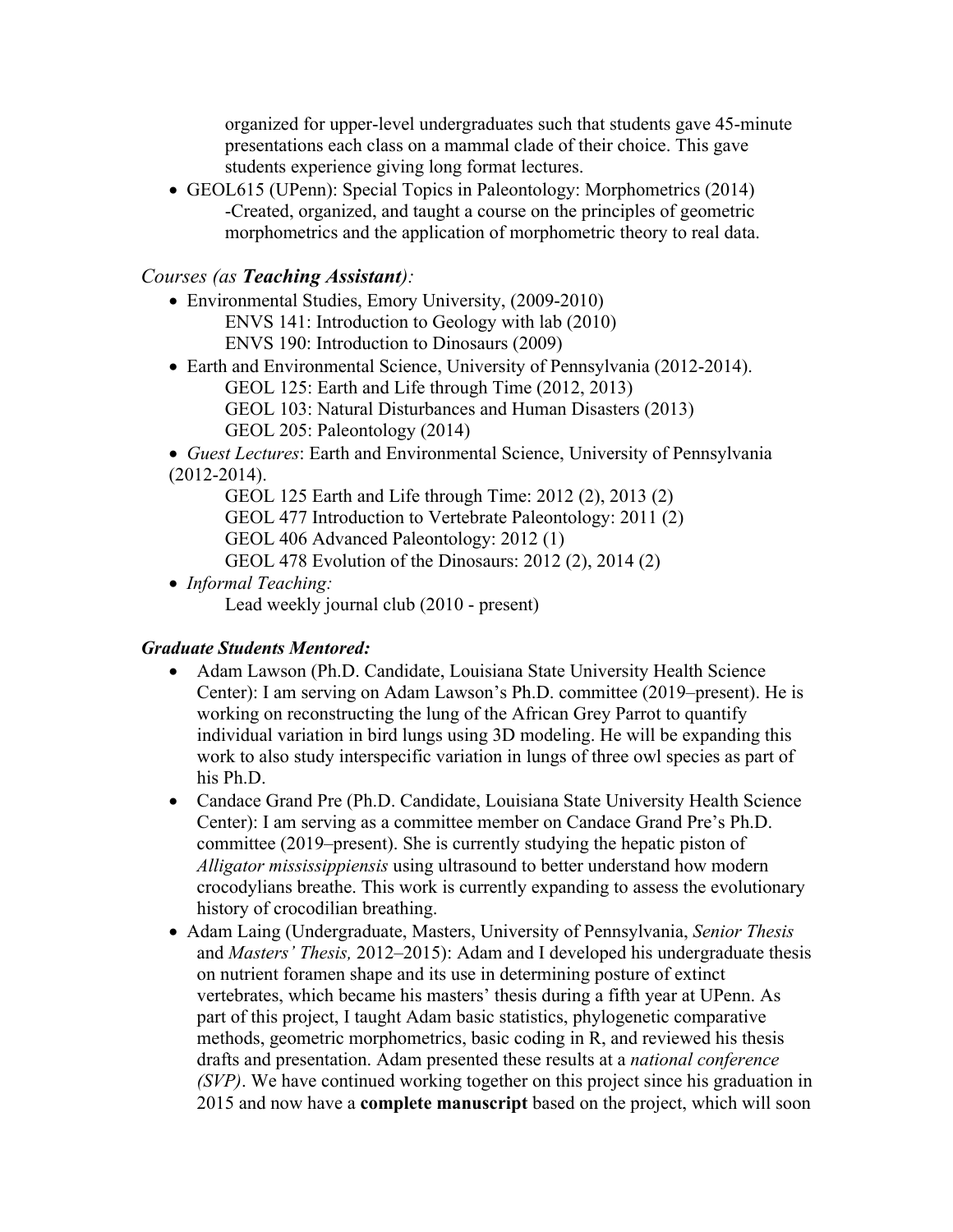organized for upper-level undergraduates such that students gave 45-minute presentations each class on a mammal clade of their choice. This gave students experience giving long format lectures.

- GEOL615 (UPenn): Special Topics in Paleontology: Morphometrics (2014)
  -Created, organized, and taught a course on the principles of geometric morphometrics and the application of morphometric theory to real data.

*Courses (as **Teaching Assistant**):*

- Environmental Studies, Emory University, (2009-2010)
  - ENVS 141: Introduction to Geology with lab (2010)
  - ENVS 190: Introduction to Dinosaurs (2009)
- Earth and Environmental Science, University of Pennsylvania (2012-2014).
  - GEOL 125: Earth and Life through Time (2012, 2013)
  - GEOL 103: Natural Disturbances and Human Disasters (2013)
  - GEOL 205: Paleontology (2014)
- *Guest Lectures*: Earth and Environmental Science, University of Pennsylvania (2012-2014).
  - GEOL 125 Earth and Life through Time: 2012 (2), 2013 (2)
  - GEOL 477 Introduction to Vertebrate Paleontology: 2011 (2)
  - GEOL 406 Advanced Paleontology: 2012 (1)
  - GEOL 478 Evolution of the Dinosaurs: 2012 (2), 2014 (2)
- *Informal Teaching:*
  - Lead weekly journal club (2010 - present)

***Graduate Students Mentored:***

- Adam Lawson (Ph.D. Candidate, Louisiana State University Health Science Center): I am serving on Adam Lawson's Ph.D. committee (2019–present). He is working on reconstructing the lung of the African Grey Parrot to quantify individual variation in bird lungs using 3D modeling. He will be expanding this work to also study interspecific variation in lungs of three owl species as part of his Ph.D.
- Candace Grand Pre (Ph.D. Candidate, Louisiana State University Health Science Center): I am serving as a committee member on Candace Grand Pre's Ph.D. committee (2019–present). She is currently studying the hepatic piston of *Alligator mississippiensis* using ultrasound to better understand how modern crocodylians breathe. This work is currently expanding to assess the evolutionary history of crocodilian breathing.
- Adam Laing (Undergraduate, Masters, University of Pennsylvania, *Senior Thesis* and *Masters' Thesis,* 2012–2015): Adam and I developed his undergraduate thesis on nutrient foramen shape and its use in determining posture of extinct vertebrates, which became his masters' thesis during a fifth year at UPenn. As part of this project, I taught Adam basic statistics, phylogenetic comparative methods, geometric morphometrics, basic coding in R, and reviewed his thesis drafts and presentation. Adam presented these results at a *national conference (SVP)*. We have continued working together on this project since his graduation in 2015 and now have a **complete manuscript** based on the project, which will soon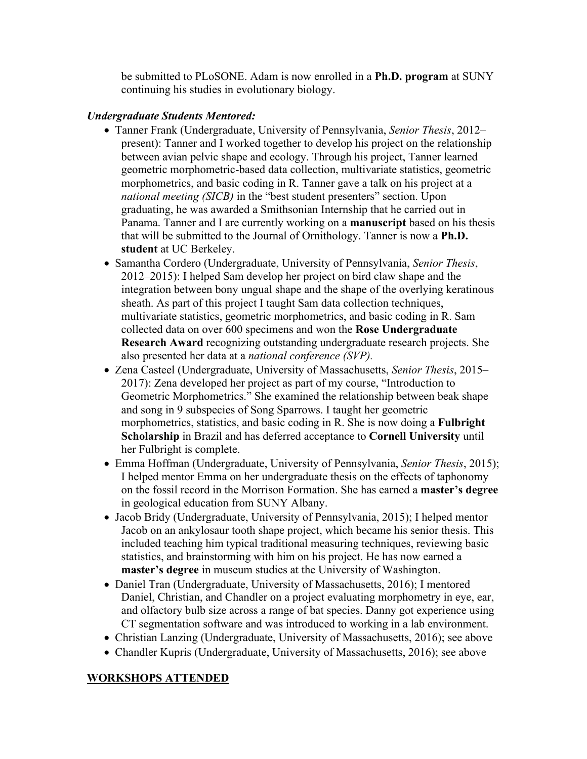be submitted to PLoSONE. Adam is now enrolled in a **Ph.D. program** at SUNY continuing his studies in evolutionary biology.

***Undergraduate Students Mentored:***

- Tanner Frank (Undergraduate, University of Pennsylvania, *Senior Thesis*, 2012–present): Tanner and I worked together to develop his project on the relationship between avian pelvic shape and ecology. Through his project, Tanner learned geometric morphometric-based data collection, multivariate statistics, geometric morphometrics, and basic coding in R. Tanner gave a talk on his project at a *national meeting (SICB)* in the "best student presenters" section. Upon graduating, he was awarded a Smithsonian Internship that he carried out in Panama. Tanner and I are currently working on a **manuscript** based on his thesis that will be submitted to the Journal of Ornithology. Tanner is now a **Ph.D. student** at UC Berkeley.
- Samantha Cordero (Undergraduate, University of Pennsylvania, *Senior Thesis*, 2012–2015): I helped Sam develop her project on bird claw shape and the integration between bony ungual shape and the shape of the overlying keratinous sheath. As part of this project I taught Sam data collection techniques, multivariate statistics, geometric morphometrics, and basic coding in R. Sam collected data on over 600 specimens and won the **Rose Undergraduate Research Award** recognizing outstanding undergraduate research projects. She also presented her data at a *national conference (SVP).*
- Zena Casteel (Undergraduate, University of Massachusetts, *Senior Thesis*, 2015–2017): Zena developed her project as part of my course, "Introduction to Geometric Morphometrics." She examined the relationship between beak shape and song in 9 subspecies of Song Sparrows. I taught her geometric morphometrics, statistics, and basic coding in R. She is now doing a **Fulbright Scholarship** in Brazil and has deferred acceptance to **Cornell University** until her Fulbright is complete.
- Emma Hoffman (Undergraduate, University of Pennsylvania, *Senior Thesis*, 2015); I helped mentor Emma on her undergraduate thesis on the effects of taphonomy on the fossil record in the Morrison Formation. She has earned a **master's degree** in geological education from SUNY Albany.
- Jacob Bridy (Undergraduate, University of Pennsylvania, 2015); I helped mentor Jacob on an ankylosaur tooth shape project, which became his senior thesis. This included teaching him typical traditional measuring techniques, reviewing basic statistics, and brainstorming with him on his project. He has now earned a **master's degree** in museum studies at the University of Washington.
- Daniel Tran (Undergraduate, University of Massachusetts, 2016); I mentored Daniel, Christian, and Chandler on a project evaluating morphometry in eye, ear, and olfactory bulb size across a range of bat species. Danny got experience using CT segmentation software and was introduced to working in a lab environment.
- Christian Lanzing (Undergraduate, University of Massachusetts, 2016); see above
- Chandler Kupris (Undergraduate, University of Massachusetts, 2016); see above

## WORKSHOPS ATTENDED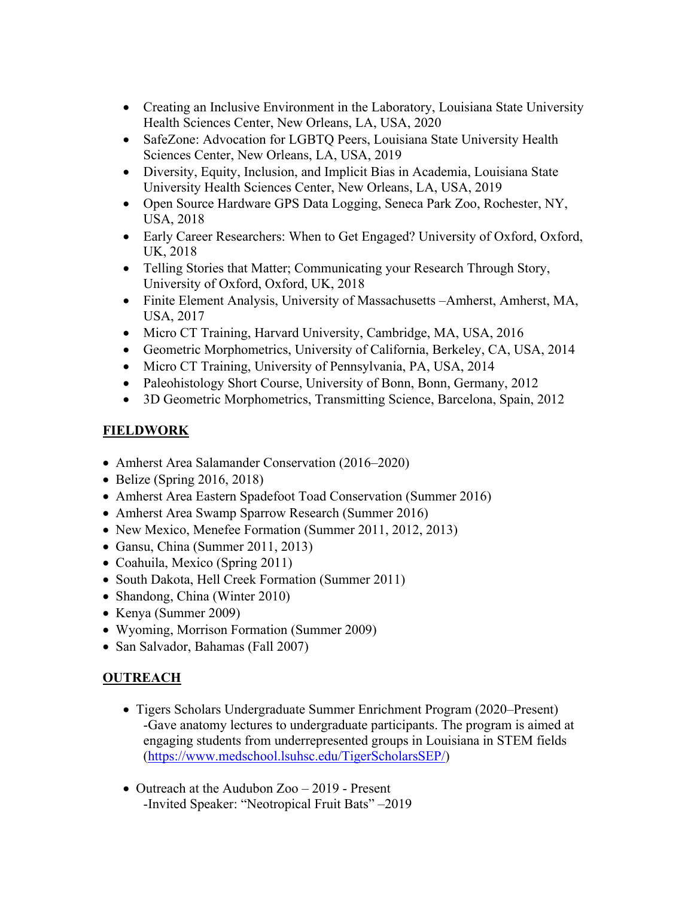- Creating an Inclusive Environment in the Laboratory, Louisiana State University Health Sciences Center, New Orleans, LA, USA, 2020
- SafeZone: Advocation for LGBTQ Peers, Louisiana State University Health Sciences Center, New Orleans, LA, USA, 2019
- Diversity, Equity, Inclusion, and Implicit Bias in Academia, Louisiana State University Health Sciences Center, New Orleans, LA, USA, 2019
- Open Source Hardware GPS Data Logging, Seneca Park Zoo, Rochester, NY, USA, 2018
- Early Career Researchers: When to Get Engaged? University of Oxford, Oxford, UK, 2018
- Telling Stories that Matter; Communicating your Research Through Story, University of Oxford, Oxford, UK, 2018
- Finite Element Analysis, University of Massachusetts –Amherst, Amherst, MA, USA, 2017
- Micro CT Training, Harvard University, Cambridge, MA, USA, 2016
- Geometric Morphometrics, University of California, Berkeley, CA, USA, 2014
- Micro CT Training, University of Pennsylvania, PA, USA, 2014
- Paleohistology Short Course, University of Bonn, Bonn, Germany, 2012
- 3D Geometric Morphometrics, Transmitting Science, Barcelona, Spain, 2012

## FIELDWORK

- Amherst Area Salamander Conservation (2016–2020)
- Belize (Spring 2016, 2018)
- Amherst Area Eastern Spadefoot Toad Conservation (Summer 2016)
- Amherst Area Swamp Sparrow Research (Summer 2016)
- New Mexico, Menefee Formation (Summer 2011, 2012, 2013)
- Gansu, China (Summer 2011, 2013)
- Coahuila, Mexico (Spring 2011)
- South Dakota, Hell Creek Formation (Summer 2011)
- Shandong, China (Winter 2010)
- Kenya (Summer 2009)
- Wyoming, Morrison Formation (Summer 2009)
- San Salvador, Bahamas (Fall 2007)

## OUTREACH

- Tigers Scholars Undergraduate Summer Enrichment Program (2020–Present)
  -Gave anatomy lectures to undergraduate participants. The program is aimed at engaging students from underrepresented groups in Louisiana in STEM fields (https://www.medschool.lsuhsc.edu/TigerScholarsSEP/)

- Outreach at the Audubon Zoo – 2019 - Present
  -Invited Speaker: "Neotropical Fruit Bats" –2019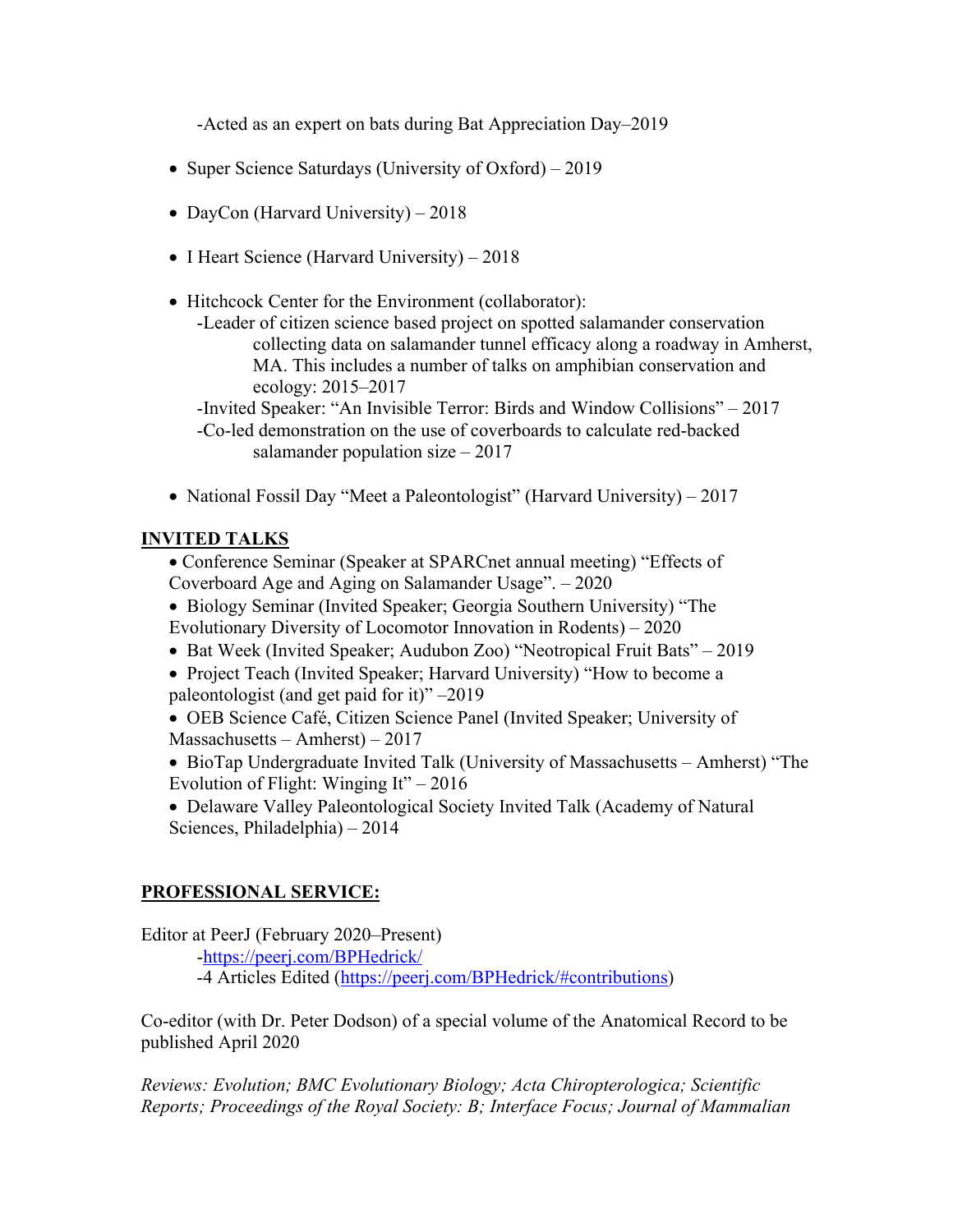-Acted as an expert on bats during Bat Appreciation Day–2019

- Super Science Saturdays (University of Oxford) – 2019

- DayCon (Harvard University) – 2018

- I Heart Science (Harvard University) – 2018

- Hitchcock Center for the Environment (collaborator):
  - -Leader of citizen science based project on spotted salamander conservation collecting data on salamander tunnel efficacy along a roadway in Amherst, MA. This includes a number of talks on amphibian conservation and ecology: 2015–2017
  - -Invited Speaker: "An Invisible Terror: Birds and Window Collisions" – 2017
  - -Co-led demonstration on the use of coverboards to calculate red-backed salamander population size – 2017

- National Fossil Day "Meet a Paleontologist" (Harvard University) – 2017

## INVITED TALKS

- Conference Seminar (Speaker at SPARCnet annual meeting) "Effects of Coverboard Age and Aging on Salamander Usage". – 2020
- Biology Seminar (Invited Speaker; Georgia Southern University) "The Evolutionary Diversity of Locomotor Innovation in Rodents) – 2020
- Bat Week (Invited Speaker; Audubon Zoo) "Neotropical Fruit Bats" – 2019
- Project Teach (Invited Speaker; Harvard University) "How to become a paleontologist (and get paid for it)" –2019
- OEB Science Café, Citizen Science Panel (Invited Speaker; University of Massachusetts – Amherst) – 2017
- BioTap Undergraduate Invited Talk (University of Massachusetts – Amherst) "The Evolution of Flight: Winging It" – 2016
- Delaware Valley Paleontological Society Invited Talk (Academy of Natural Sciences, Philadelphia) – 2014

## PROFESSIONAL SERVICE:

Editor at PeerJ (February 2020–Present)

-https://peerj.com/BPHedrick/

-4 Articles Edited (https://peerj.com/BPHedrick/#contributions)

Co-editor (with Dr. Peter Dodson) of a special volume of the Anatomical Record to be published April 2020

*Reviews: Evolution; BMC Evolutionary Biology; Acta Chiropterologica; Scientific Reports; Proceedings of the Royal Society: B; Interface Focus; Journal of Mammalian*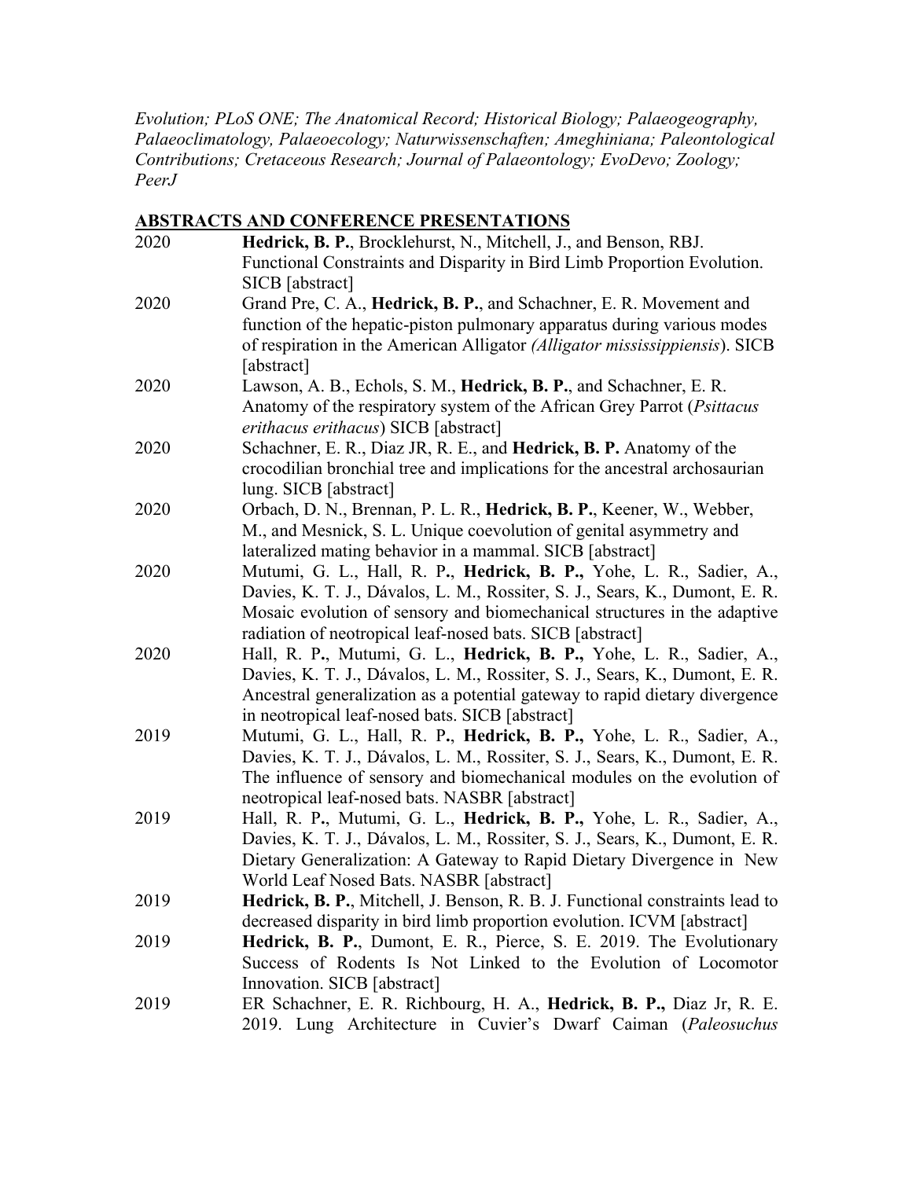*Evolution; PLoS ONE; The Anatomical Record; Historical Biology; Palaeogeography, Palaeoclimatology, Palaeoecology; Naturwissenschaften; Ameghiniana; Paleontological Contributions; Cretaceous Research; Journal of Palaeontology; EvoDevo; Zoology; PeerJ*

## ABSTRACTS AND CONFERENCE PRESENTATIONS

2020 — **Hedrick, B. P.**, Brocklehurst, N., Mitchell, J., and Benson, RBJ. Functional Constraints and Disparity in Bird Limb Proportion Evolution. SICB [abstract]

2020 — Grand Pre, C. A., **Hedrick, B. P.**, and Schachner, E. R. Movement and function of the hepatic-piston pulmonary apparatus during various modes of respiration in the American Alligator *(Alligator mississippiensis*). SICB [abstract]

2020 — Lawson, A. B., Echols, S. M., **Hedrick, B. P.**, and Schachner, E. R. Anatomy of the respiratory system of the African Grey Parrot (*Psittacus erithacus erithacus*) SICB [abstract]

2020 — Schachner, E. R., Diaz JR, R. E., and **Hedrick, B. P.** Anatomy of the crocodilian bronchial tree and implications for the ancestral archosaurian lung. SICB [abstract]

2020 — Orbach, D. N., Brennan, P. L. R., **Hedrick, B. P.**, Keener, W., Webber, M., and Mesnick, S. L. Unique coevolution of genital asymmetry and lateralized mating behavior in a mammal. SICB [abstract]

2020 — Mutumi, G. L., Hall, R. P., **Hedrick, B. P.,** Yohe, L. R., Sadier, A., Davies, K. T. J., Dávalos, L. M., Rossiter, S. J., Sears, K., Dumont, E. R. Mosaic evolution of sensory and biomechanical structures in the adaptive radiation of neotropical leaf-nosed bats. SICB [abstract]

2020 — Hall, R. P., Mutumi, G. L., **Hedrick, B. P.,** Yohe, L. R., Sadier, A., Davies, K. T. J., Dávalos, L. M., Rossiter, S. J., Sears, K., Dumont, E. R. Ancestral generalization as a potential gateway to rapid dietary divergence in neotropical leaf-nosed bats. SICB [abstract]

2019 — Mutumi, G. L., Hall, R. P., **Hedrick, B. P.,** Yohe, L. R., Sadier, A., Davies, K. T. J., Dávalos, L. M., Rossiter, S. J., Sears, K., Dumont, E. R. The influence of sensory and biomechanical modules on the evolution of neotropical leaf-nosed bats. NASBR [abstract]

2019 — Hall, R. P., Mutumi, G. L., **Hedrick, B. P.,** Yohe, L. R., Sadier, A., Davies, K. T. J., Dávalos, L. M., Rossiter, S. J., Sears, K., Dumont, E. R. Dietary Generalization: A Gateway to Rapid Dietary Divergence in New World Leaf Nosed Bats. NASBR [abstract]

2019 — **Hedrick, B. P.**, Mitchell, J. Benson, R. B. J. Functional constraints lead to decreased disparity in bird limb proportion evolution. ICVM [abstract]

2019 — **Hedrick, B. P.**, Dumont, E. R., Pierce, S. E. 2019. The Evolutionary Success of Rodents Is Not Linked to the Evolution of Locomotor Innovation. SICB [abstract]

2019 — ER Schachner, E. R. Richbourg, H. A., **Hedrick, B. P.,** Diaz Jr, R. E. 2019. Lung Architecture in Cuvier's Dwarf Caiman (*Paleosuchus*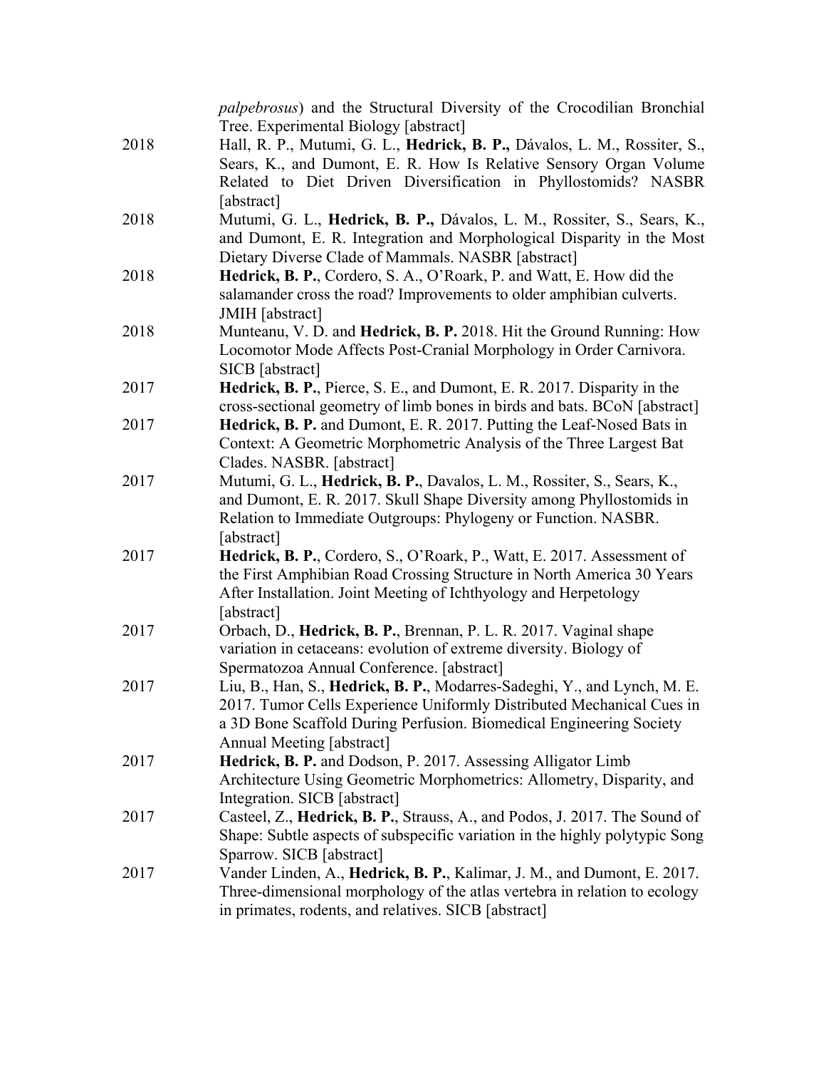*palpebrosus*) and the Structural Diversity of the Crocodilian Bronchial Tree. Experimental Biology [abstract]

2018 Hall, R. P., Mutumi, G. L., **Hedrick, B. P.,** Dávalos, L. M., Rossiter, S., Sears, K., and Dumont, E. R. How Is Relative Sensory Organ Volume Related to Diet Driven Diversification in Phyllostomids? NASBR [abstract]

2018 Mutumi, G. L., **Hedrick, B. P.,** Dávalos, L. M., Rossiter, S., Sears, K., and Dumont, E. R. Integration and Morphological Disparity in the Most Dietary Diverse Clade of Mammals. NASBR [abstract]

2018 **Hedrick, B. P.**, Cordero, S. A., O'Roark, P. and Watt, E. How did the salamander cross the road? Improvements to older amphibian culverts. JMIH [abstract]

2018 Munteanu, V. D. and **Hedrick, B. P.** 2018. Hit the Ground Running: How Locomotor Mode Affects Post-Cranial Morphology in Order Carnivora. SICB [abstract]

2017 **Hedrick, B. P.**, Pierce, S. E., and Dumont, E. R. 2017. Disparity in the cross-sectional geometry of limb bones in birds and bats. BCoN [abstract]

2017 **Hedrick, B. P.** and Dumont, E. R. 2017. Putting the Leaf-Nosed Bats in Context: A Geometric Morphometric Analysis of the Three Largest Bat Clades. NASBR. [abstract]

2017 Mutumi, G. L., **Hedrick, B. P.**, Davalos, L. M., Rossiter, S., Sears, K., and Dumont, E. R. 2017. Skull Shape Diversity among Phyllostomids in Relation to Immediate Outgroups: Phylogeny or Function. NASBR. [abstract]

2017 **Hedrick, B. P.**, Cordero, S., O'Roark, P., Watt, E. 2017. Assessment of the First Amphibian Road Crossing Structure in North America 30 Years After Installation. Joint Meeting of Ichthyology and Herpetology [abstract]

2017 Orbach, D., **Hedrick, B. P.**, Brennan, P. L. R. 2017. Vaginal shape variation in cetaceans: evolution of extreme diversity. Biology of Spermatozoa Annual Conference. [abstract]

2017 Liu, B., Han, S., **Hedrick, B. P.**, Modarres-Sadeghi, Y., and Lynch, M. E. 2017. Tumor Cells Experience Uniformly Distributed Mechanical Cues in a 3D Bone Scaffold During Perfusion. Biomedical Engineering Society Annual Meeting [abstract]

2017 **Hedrick, B. P.** and Dodson, P. 2017. Assessing Alligator Limb Architecture Using Geometric Morphometrics: Allometry, Disparity, and Integration. SICB [abstract]

2017 Casteel, Z., **Hedrick, B. P.**, Strauss, A., and Podos, J. 2017. The Sound of Shape: Subtle aspects of subspecific variation in the highly polytypic Song Sparrow. SICB [abstract]

2017 Vander Linden, A., **Hedrick, B. P.**, Kalimar, J. M., and Dumont, E. 2017. Three-dimensional morphology of the atlas vertebra in relation to ecology in primates, rodents, and relatives. SICB [abstract]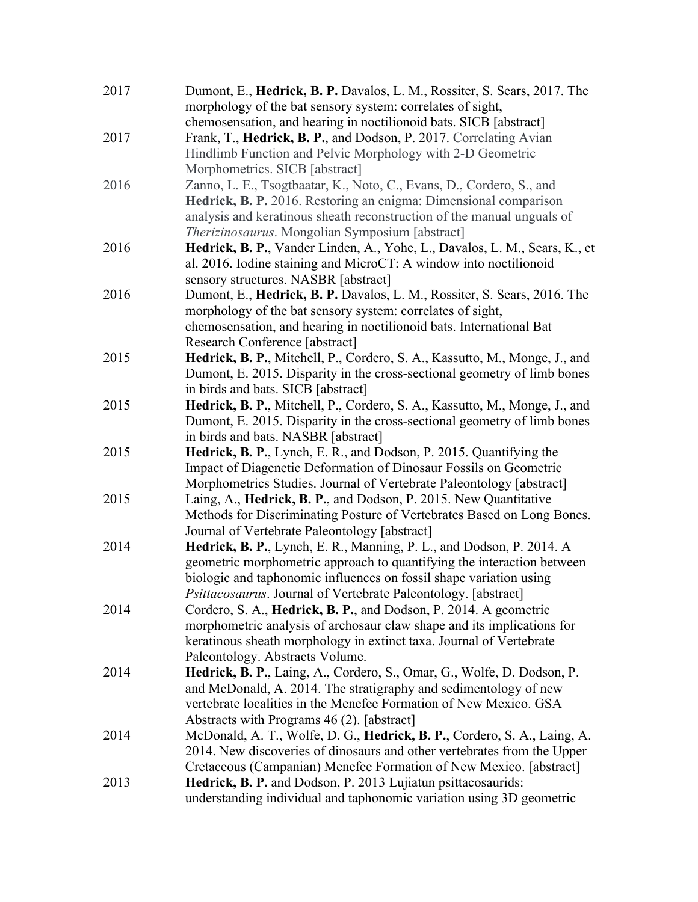| | |
|---|---|
| 2017 | Dumont, E., **Hedrick, B. P.** Davalos, L. M., Rossiter, S. Sears, 2017. The morphology of the bat sensory system: correlates of sight, chemosensation, and hearing in noctilionoid bats. SICB [abstract] |
| 2017 | Frank, T., **Hedrick, B. P.**, and Dodson, P. 2017. Correlating Avian Hindlimb Function and Pelvic Morphology with 2-D Geometric Morphometrics. SICB [abstract] |
| 2016 | Zanno, L. E., Tsogtbaatar, K., Noto, C., Evans, D., Cordero, S., and **Hedrick, B. P.** 2016. Restoring an enigma: Dimensional comparison analysis and keratinous sheath reconstruction of the manual unguals of *Therizinosaurus*. Mongolian Symposium [abstract] |
| 2016 | **Hedrick, B. P.**, Vander Linden, A., Yohe, L., Davalos, L. M., Sears, K., et al. 2016. Iodine staining and MicroCT: A window into noctilionoid sensory structures. NASBR [abstract] |
| 2016 | Dumont, E., **Hedrick, B. P.** Davalos, L. M., Rossiter, S. Sears, 2016. The morphology of the bat sensory system: correlates of sight, chemosensation, and hearing in noctilionoid bats. International Bat Research Conference [abstract] |
| 2015 | **Hedrick, B. P.**, Mitchell, P., Cordero, S. A., Kassutto, M., Monge, J., and Dumont, E. 2015. Disparity in the cross-sectional geometry of limb bones in birds and bats. SICB [abstract] |
| 2015 | **Hedrick, B. P.**, Mitchell, P., Cordero, S. A., Kassutto, M., Monge, J., and Dumont, E. 2015. Disparity in the cross-sectional geometry of limb bones in birds and bats. NASBR [abstract] |
| 2015 | **Hedrick, B. P.**, Lynch, E. R., and Dodson, P. 2015. Quantifying the Impact of Diagenetic Deformation of Dinosaur Fossils on Geometric Morphometrics Studies. Journal of Vertebrate Paleontology [abstract] |
| 2015 | Laing, A., **Hedrick, B. P.**, and Dodson, P. 2015. New Quantitative Methods for Discriminating Posture of Vertebrates Based on Long Bones. Journal of Vertebrate Paleontology [abstract] |
| 2014 | **Hedrick, B. P.**, Lynch, E. R., Manning, P. L., and Dodson, P. 2014. A geometric morphometric approach to quantifying the interaction between biologic and taphonomic influences on fossil shape variation using *Psittacosaurus*. Journal of Vertebrate Paleontology. [abstract] |
| 2014 | Cordero, S. A., **Hedrick, B. P.**, and Dodson, P. 2014. A geometric morphometric analysis of archosaur claw shape and its implications for keratinous sheath morphology in extinct taxa. Journal of Vertebrate Paleontology. Abstracts Volume. |
| 2014 | **Hedrick, B. P.**, Laing, A., Cordero, S., Omar, G., Wolfe, D. Dodson, P. and McDonald, A. 2014. The stratigraphy and sedimentology of new vertebrate localities in the Menefee Formation of New Mexico. GSA Abstracts with Programs 46 (2). [abstract] |
| 2014 | McDonald, A. T., Wolfe, D. G., **Hedrick, B. P.**, Cordero, S. A., Laing, A. 2014. New discoveries of dinosaurs and other vertebrates from the Upper Cretaceous (Campanian) Menefee Formation of New Mexico. [abstract] |
| 2013 | **Hedrick, B. P.** and Dodson, P. 2013 Lujiatun psittacosaurids: understanding individual and taphonomic variation using 3D geometric |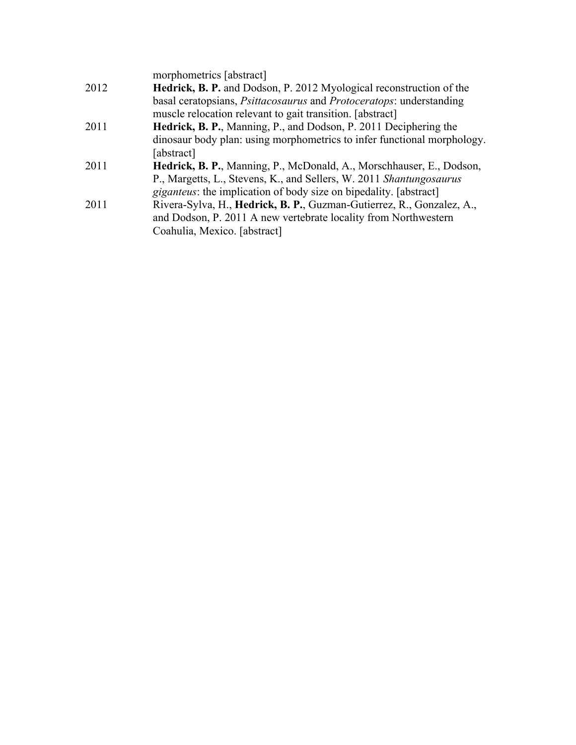morphometrics [abstract]

2012 **Hedrick, B. P.** and Dodson, P. 2012 Myological reconstruction of the basal ceratopsians, *Psittacosaurus* and *Protoceratops*: understanding muscle relocation relevant to gait transition. [abstract]

2011 **Hedrick, B. P.**, Manning, P., and Dodson, P. 2011 Deciphering the dinosaur body plan: using morphometrics to infer functional morphology. [abstract]

2011 **Hedrick, B. P.**, Manning, P., McDonald, A., Morschhauser, E., Dodson, P., Margetts, L., Stevens, K., and Sellers, W. 2011 *Shantungosaurus giganteus*: the implication of body size on bipedality. [abstract]

2011 Rivera-Sylva, H., **Hedrick, B. P.**, Guzman-Gutierrez, R., Gonzalez, A., and Dodson, P. 2011 A new vertebrate locality from Northwestern Coahulia, Mexico. [abstract]